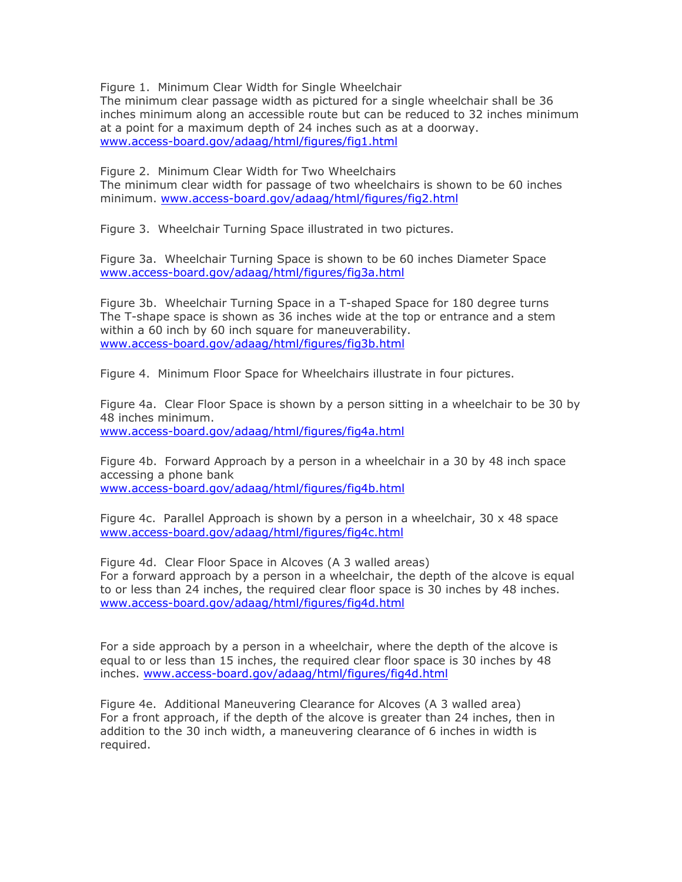Figure 1. Minimum Clear Width for Single Wheelchair
The minimum clear passage width as pictured for a single wheelchair shall be 36 inches minimum along an accessible route but can be reduced to 32 inches minimum at a point for a maximum depth of 24 inches such as at a doorway.
www.access-board.gov/adaag/html/figures/fig1.html

Figure 2. Minimum Clear Width for Two Wheelchairs
The minimum clear width for passage of two wheelchairs is shown to be 60 inches minimum. www.access-board.gov/adaag/html/figures/fig2.html

Figure 3. Wheelchair Turning Space illustrated in two pictures.

Figure 3a. Wheelchair Turning Space is shown to be 60 inches Diameter Space
www.access-board.gov/adaag/html/figures/fig3a.html

Figure 3b. Wheelchair Turning Space in a T-shaped Space for 180 degree turns
The T-shape space is shown as 36 inches wide at the top or entrance and a stem within a 60 inch by 60 inch square for maneuverability.
www.access-board.gov/adaag/html/figures/fig3b.html

Figure 4. Minimum Floor Space for Wheelchairs illustrate in four pictures.

Figure 4a. Clear Floor Space is shown by a person sitting in a wheelchair to be 30 by 48 inches minimum.
www.access-board.gov/adaag/html/figures/fig4a.html

Figure 4b. Forward Approach by a person in a wheelchair in a 30 by 48 inch space accessing a phone bank
www.access-board.gov/adaag/html/figures/fig4b.html

Figure 4c. Parallel Approach is shown by a person in a wheelchair, 30 x 48 space
www.access-board.gov/adaag/html/figures/fig4c.html

Figure 4d. Clear Floor Space in Alcoves (A 3 walled areas)
For a forward approach by a person in a wheelchair, the depth of the alcove is equal to or less than 24 inches, the required clear floor space is 30 inches by 48 inches.
www.access-board.gov/adaag/html/figures/fig4d.html

For a side approach by a person in a wheelchair, where the depth of the alcove is equal to or less than 15 inches, the required clear floor space is 30 inches by 48 inches. www.access-board.gov/adaag/html/figures/fig4d.html

Figure 4e. Additional Maneuvering Clearance for Alcoves (A 3 walled area)
For a front approach, if the depth of the alcove is greater than 24 inches, then in addition to the 30 inch width, a maneuvering clearance of 6 inches in width is required.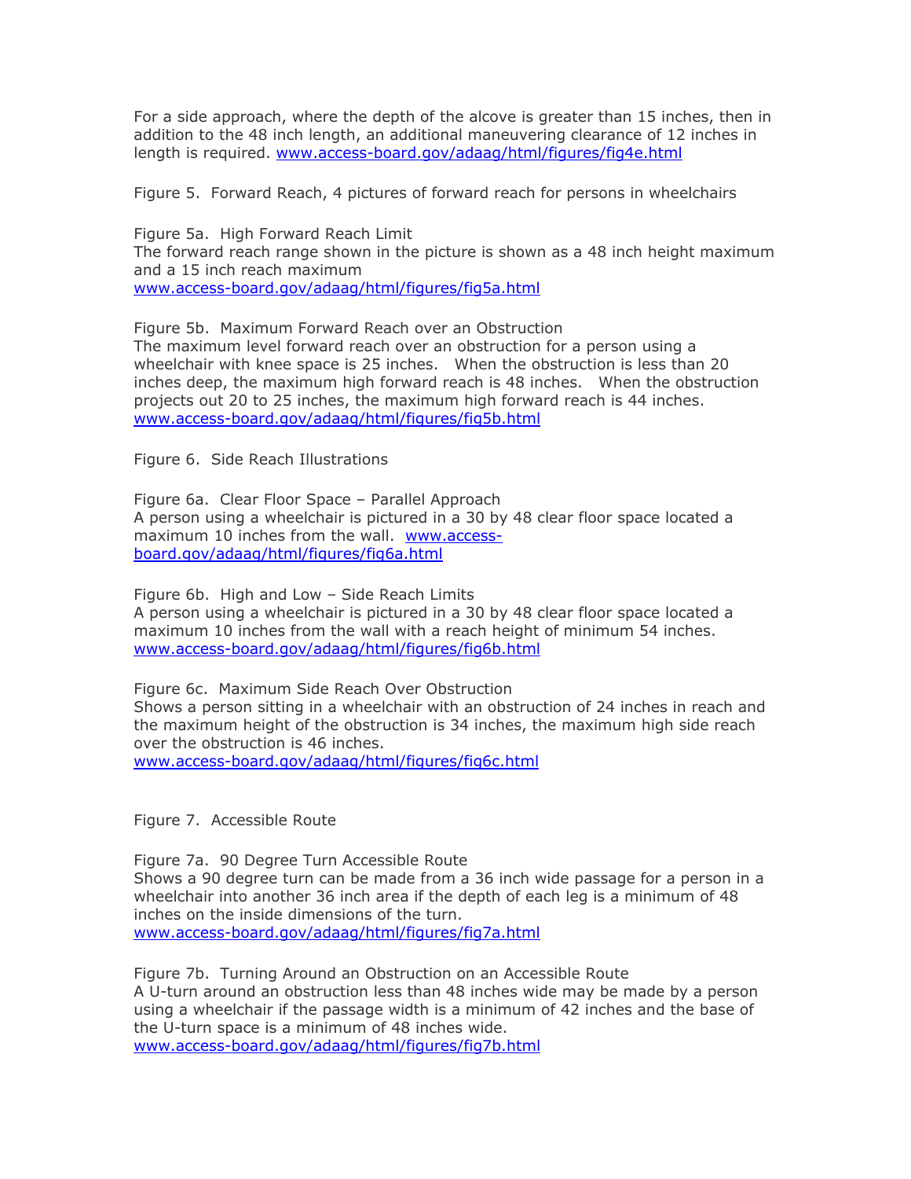For a side approach, where the depth of the alcove is greater than 15 inches, then in addition to the 48 inch length, an additional maneuvering clearance of 12 inches in length is required. www.access-board.gov/adaag/html/figures/fig4e.html

Figure 5. Forward Reach, 4 pictures of forward reach for persons in wheelchairs

Figure 5a. High Forward Reach Limit
The forward reach range shown in the picture is shown as a 48 inch height maximum and a 15 inch reach maximum
www.access-board.gov/adaag/html/figures/fig5a.html

Figure 5b. Maximum Forward Reach over an Obstruction
The maximum level forward reach over an obstruction for a person using a wheelchair with knee space is 25 inches. When the obstruction is less than 20 inches deep, the maximum high forward reach is 48 inches. When the obstruction projects out 20 to 25 inches, the maximum high forward reach is 44 inches.
www.access-board.gov/adaag/html/figures/fig5b.html

Figure 6. Side Reach Illustrations

Figure 6a. Clear Floor Space – Parallel Approach
A person using a wheelchair is pictured in a 30 by 48 clear floor space located a maximum 10 inches from the wall. www.access-board.gov/adaag/html/figures/fig6a.html

Figure 6b. High and Low – Side Reach Limits
A person using a wheelchair is pictured in a 30 by 48 clear floor space located a maximum 10 inches from the wall with a reach height of minimum 54 inches.
www.access-board.gov/adaag/html/figures/fig6b.html

Figure 6c. Maximum Side Reach Over Obstruction
Shows a person sitting in a wheelchair with an obstruction of 24 inches in reach and the maximum height of the obstruction is 34 inches, the maximum high side reach over the obstruction is 46 inches.
www.access-board.gov/adaag/html/figures/fig6c.html

Figure 7. Accessible Route

Figure 7a. 90 Degree Turn Accessible Route
Shows a 90 degree turn can be made from a 36 inch wide passage for a person in a wheelchair into another 36 inch area if the depth of each leg is a minimum of 48 inches on the inside dimensions of the turn.
www.access-board.gov/adaag/html/figures/fig7a.html

Figure 7b. Turning Around an Obstruction on an Accessible Route
A U-turn around an obstruction less than 48 inches wide may be made by a person using a wheelchair if the passage width is a minimum of 42 inches and the base of the U-turn space is a minimum of 48 inches wide.
www.access-board.gov/adaag/html/figures/fig7b.html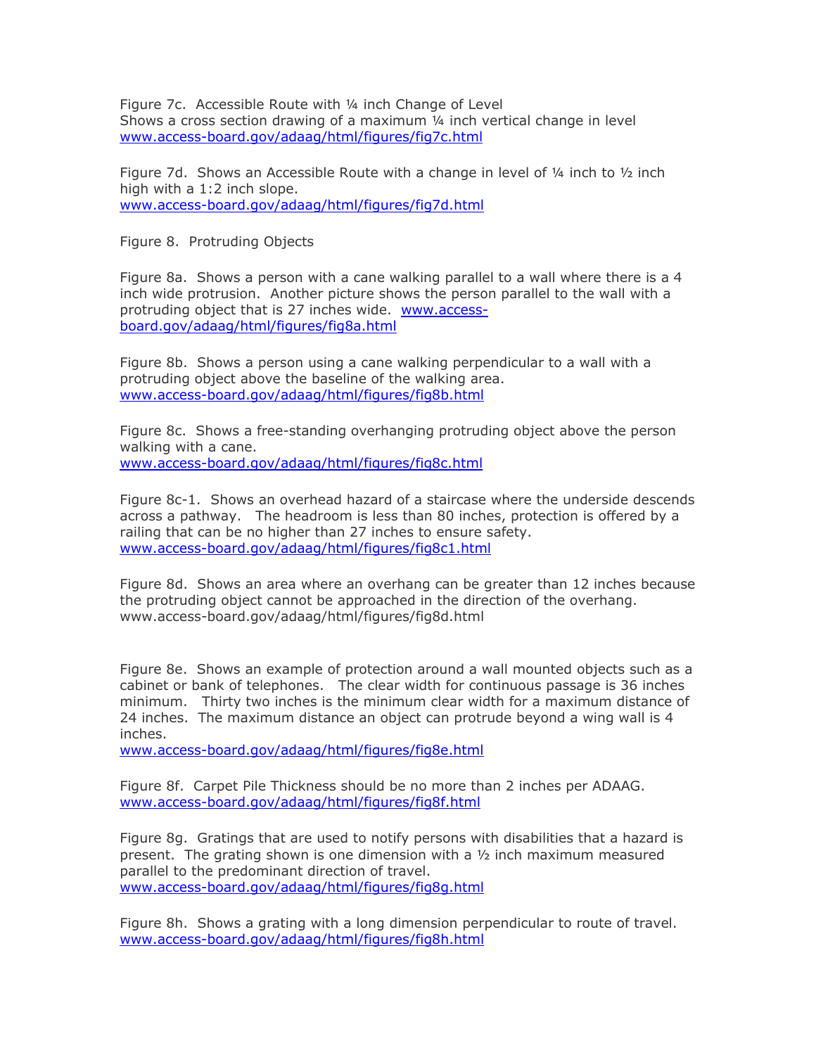Figure 7c. Accessible Route with ¼ inch Change of Level
Shows a cross section drawing of a maximum ¼ inch vertical change in level
www.access-board.gov/adaag/html/figures/fig7c.html

Figure 7d. Shows an Accessible Route with a change in level of ¼ inch to ½ inch high with a 1:2 inch slope.
www.access-board.gov/adaag/html/figures/fig7d.html

Figure 8. Protruding Objects

Figure 8a. Shows a person with a cane walking parallel to a wall where there is a 4 inch wide protrusion. Another picture shows the person parallel to the wall with a protruding object that is 27 inches wide. www.access-board.gov/adaag/html/figures/fig8a.html

Figure 8b. Shows a person using a cane walking perpendicular to a wall with a protruding object above the baseline of the walking area.
www.access-board.gov/adaag/html/figures/fig8b.html

Figure 8c. Shows a free-standing overhanging protruding object above the person walking with a cane.
www.access-board.gov/adaag/html/figures/fig8c.html

Figure 8c-1. Shows an overhead hazard of a staircase where the underside descends across a pathway. The headroom is less than 80 inches, protection is offered by a railing that can be no higher than 27 inches to ensure safety.
www.access-board.gov/adaag/html/figures/fig8c1.html

Figure 8d. Shows an area where an overhang can be greater than 12 inches because the protruding object cannot be approached in the direction of the overhang.
www.access-board.gov/adaag/html/figures/fig8d.html

Figure 8e. Shows an example of protection around a wall mounted objects such as a cabinet or bank of telephones. The clear width for continuous passage is 36 inches minimum. Thirty two inches is the minimum clear width for a maximum distance of 24 inches. The maximum distance an object can protrude beyond a wing wall is 4 inches.
www.access-board.gov/adaag/html/figures/fig8e.html

Figure 8f. Carpet Pile Thickness should be no more than 2 inches per ADAAG.
www.access-board.gov/adaag/html/figures/fig8f.html

Figure 8g. Gratings that are used to notify persons with disabilities that a hazard is present. The grating shown is one dimension with a ½ inch maximum measured parallel to the predominant direction of travel.
www.access-board.gov/adaag/html/figures/fig8g.html

Figure 8h. Shows a grating with a long dimension perpendicular to route of travel.
www.access-board.gov/adaag/html/figures/fig8h.html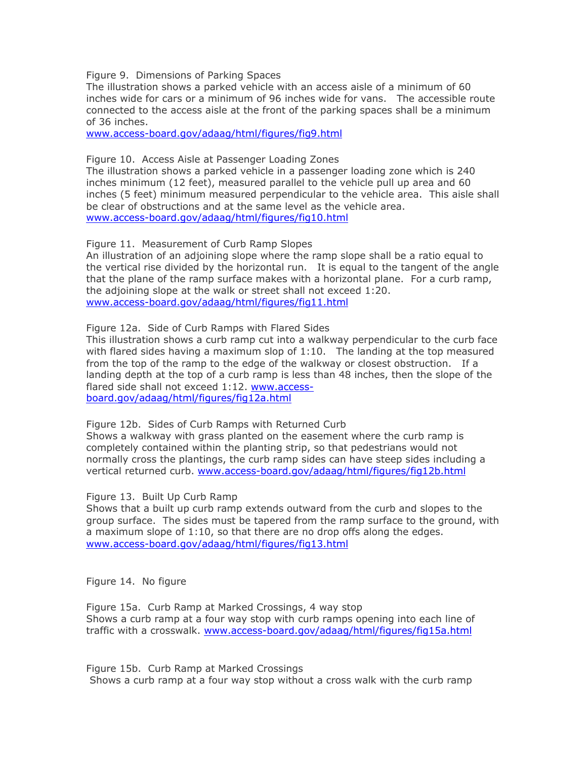Figure 9. Dimensions of Parking Spaces
The illustration shows a parked vehicle with an access aisle of a minimum of 60 inches wide for cars or a minimum of 96 inches wide for vans. The accessible route connected to the access aisle at the front of the parking spaces shall be a minimum of 36 inches.
www.access-board.gov/adaag/html/figures/fig9.html

Figure 10. Access Aisle at Passenger Loading Zones
The illustration shows a parked vehicle in a passenger loading zone which is 240 inches minimum (12 feet), measured parallel to the vehicle pull up area and 60 inches (5 feet) minimum measured perpendicular to the vehicle area. This aisle shall be clear of obstructions and at the same level as the vehicle area.
www.access-board.gov/adaag/html/figures/fig10.html

Figure 11. Measurement of Curb Ramp Slopes
An illustration of an adjoining slope where the ramp slope shall be a ratio equal to the vertical rise divided by the horizontal run. It is equal to the tangent of the angle that the plane of the ramp surface makes with a horizontal plane. For a curb ramp, the adjoining slope at the walk or street shall not exceed 1:20.
www.access-board.gov/adaag/html/figures/fig11.html

Figure 12a. Side of Curb Ramps with Flared Sides
This illustration shows a curb ramp cut into a walkway perpendicular to the curb face with flared sides having a maximum slop of 1:10. The landing at the top measured from the top of the ramp to the edge of the walkway or closest obstruction. If a landing depth at the top of a curb ramp is less than 48 inches, then the slope of the flared side shall not exceed 1:12. www.access-board.gov/adaag/html/figures/fig12a.html

Figure 12b. Sides of Curb Ramps with Returned Curb
Shows a walkway with grass planted on the easement where the curb ramp is completely contained within the planting strip, so that pedestrians would not normally cross the plantings, the curb ramp sides can have steep sides including a vertical returned curb. www.access-board.gov/adaag/html/figures/fig12b.html

Figure 13. Built Up Curb Ramp
Shows that a built up curb ramp extends outward from the curb and slopes to the group surface. The sides must be tapered from the ramp surface to the ground, with a maximum slope of 1:10, so that there are no drop offs along the edges.
www.access-board.gov/adaag/html/figures/fig13.html

Figure 14. No figure

Figure 15a. Curb Ramp at Marked Crossings, 4 way stop
Shows a curb ramp at a four way stop with curb ramps opening into each line of traffic with a crosswalk. www.access-board.gov/adaag/html/figures/fig15a.html

Figure 15b. Curb Ramp at Marked Crossings
Shows a curb ramp at a four way stop without a cross walk with the curb ramp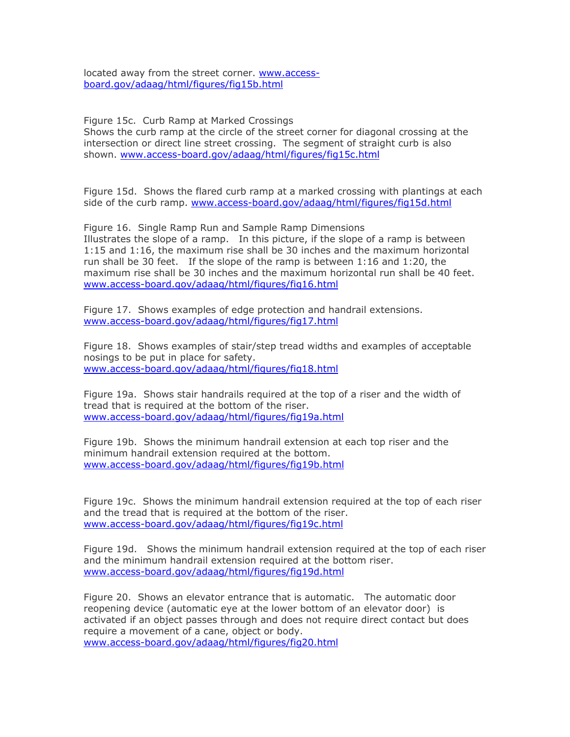located away from the street corner. www.access-board.gov/adaag/html/figures/fig15b.html

Figure 15c. Curb Ramp at Marked Crossings
Shows the curb ramp at the circle of the street corner for diagonal crossing at the intersection or direct line street crossing. The segment of straight curb is also shown. www.access-board.gov/adaag/html/figures/fig15c.html

Figure 15d. Shows the flared curb ramp at a marked crossing with plantings at each side of the curb ramp. www.access-board.gov/adaag/html/figures/fig15d.html

Figure 16. Single Ramp Run and Sample Ramp Dimensions
Illustrates the slope of a ramp. In this picture, if the slope of a ramp is between 1:15 and 1:16, the maximum rise shall be 30 inches and the maximum horizontal run shall be 30 feet. If the slope of the ramp is between 1:16 and 1:20, the maximum rise shall be 30 inches and the maximum horizontal run shall be 40 feet.
www.access-board.gov/adaag/html/figures/fig16.html

Figure 17. Shows examples of edge protection and handrail extensions.
www.access-board.gov/adaag/html/figures/fig17.html

Figure 18. Shows examples of stair/step tread widths and examples of acceptable nosings to be put in place for safety.
www.access-board.gov/adaag/html/figures/fig18.html

Figure 19a. Shows stair handrails required at the top of a riser and the width of tread that is required at the bottom of the riser.
www.access-board.gov/adaag/html/figures/fig19a.html

Figure 19b. Shows the minimum handrail extension at each top riser and the minimum handrail extension required at the bottom.
www.access-board.gov/adaag/html/figures/fig19b.html

Figure 19c. Shows the minimum handrail extension required at the top of each riser and the tread that is required at the bottom of the riser.
www.access-board.gov/adaag/html/figures/fig19c.html

Figure 19d. Shows the minimum handrail extension required at the top of each riser and the minimum handrail extension required at the bottom riser.
www.access-board.gov/adaag/html/figures/fig19d.html

Figure 20. Shows an elevator entrance that is automatic. The automatic door reopening device (automatic eye at the lower bottom of an elevator door) is activated if an object passes through and does not require direct contact but does require a movement of a cane, object or body.
www.access-board.gov/adaag/html/figures/fig20.html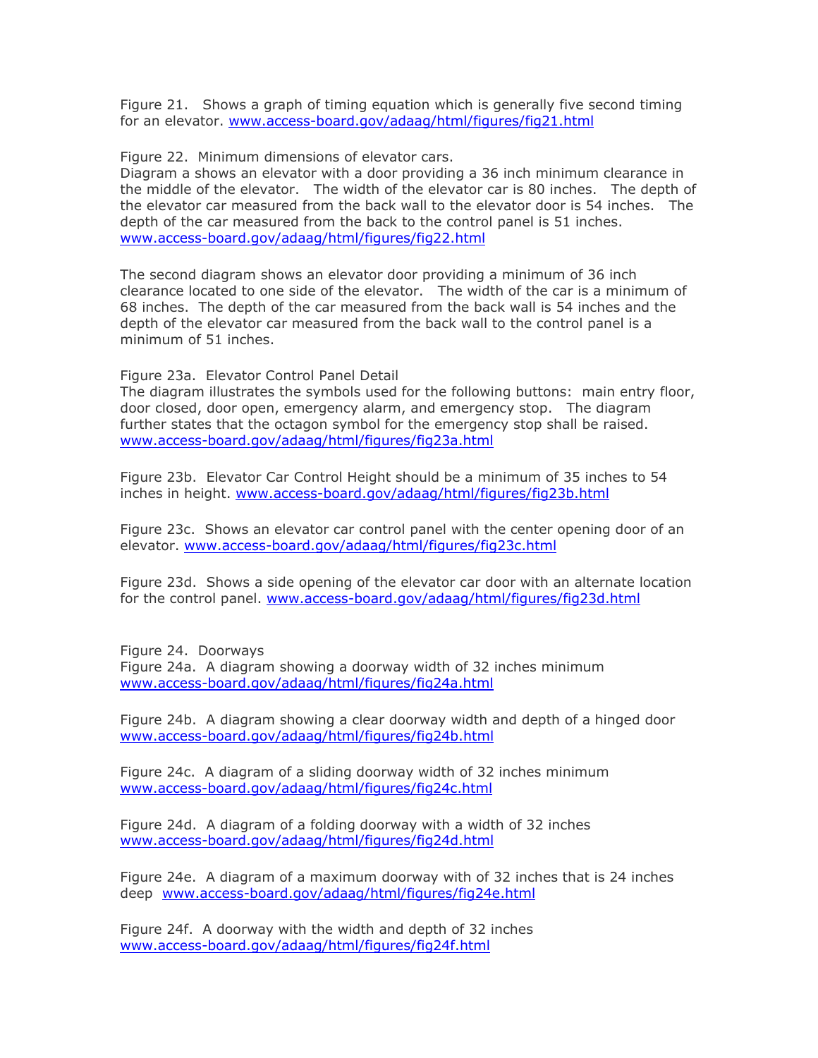Figure 21. Shows a graph of timing equation which is generally five second timing for an elevator. www.access-board.gov/adaag/html/figures/fig21.html

Figure 22. Minimum dimensions of elevator cars.
Diagram a shows an elevator with a door providing a 36 inch minimum clearance in the middle of the elevator. The width of the elevator car is 80 inches. The depth of the elevator car measured from the back wall to the elevator door is 54 inches. The depth of the car measured from the back to the control panel is 51 inches.
www.access-board.gov/adaag/html/figures/fig22.html

The second diagram shows an elevator door providing a minimum of 36 inch clearance located to one side of the elevator. The width of the car is a minimum of 68 inches. The depth of the car measured from the back wall is 54 inches and the depth of the elevator car measured from the back wall to the control panel is a minimum of 51 inches.

Figure 23a. Elevator Control Panel Detail
The diagram illustrates the symbols used for the following buttons: main entry floor, door closed, door open, emergency alarm, and emergency stop. The diagram further states that the octagon symbol for the emergency stop shall be raised.
www.access-board.gov/adaag/html/figures/fig23a.html

Figure 23b. Elevator Car Control Height should be a minimum of 35 inches to 54 inches in height. www.access-board.gov/adaag/html/figures/fig23b.html

Figure 23c. Shows an elevator car control panel with the center opening door of an elevator. www.access-board.gov/adaag/html/figures/fig23c.html

Figure 23d. Shows a side opening of the elevator car door with an alternate location for the control panel. www.access-board.gov/adaag/html/figures/fig23d.html

Figure 24. Doorways
Figure 24a. A diagram showing a doorway width of 32 inches minimum
www.access-board.gov/adaag/html/figures/fig24a.html

Figure 24b. A diagram showing a clear doorway width and depth of a hinged door
www.access-board.gov/adaag/html/figures/fig24b.html

Figure 24c. A diagram of a sliding doorway width of 32 inches minimum
www.access-board.gov/adaag/html/figures/fig24c.html

Figure 24d. A diagram of a folding doorway with a width of 32 inches
www.access-board.gov/adaag/html/figures/fig24d.html

Figure 24e. A diagram of a maximum doorway with of 32 inches that is 24 inches deep www.access-board.gov/adaag/html/figures/fig24e.html

Figure 24f. A doorway with the width and depth of 32 inches
www.access-board.gov/adaag/html/figures/fig24f.html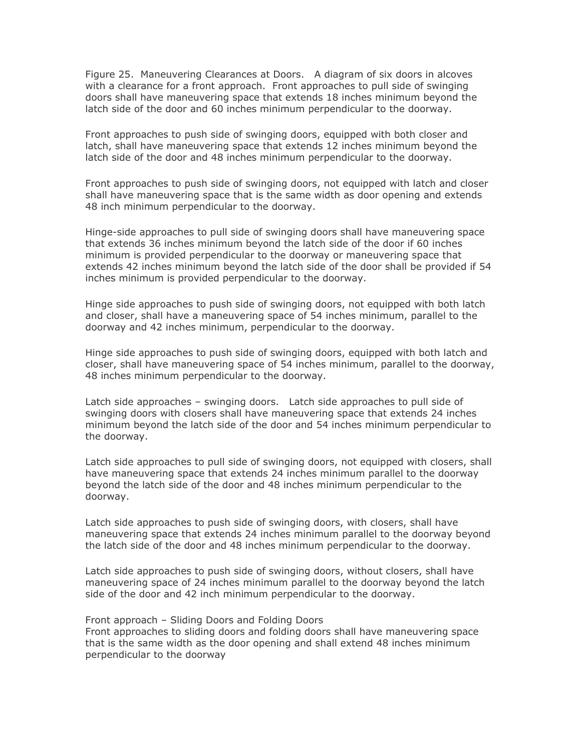Figure 25. Maneuvering Clearances at Doors. A diagram of six doors in alcoves with a clearance for a front approach. Front approaches to pull side of swinging doors shall have maneuvering space that extends 18 inches minimum beyond the latch side of the door and 60 inches minimum perpendicular to the doorway.

Front approaches to push side of swinging doors, equipped with both closer and latch, shall have maneuvering space that extends 12 inches minimum beyond the latch side of the door and 48 inches minimum perpendicular to the doorway.

Front approaches to push side of swinging doors, not equipped with latch and closer shall have maneuvering space that is the same width as door opening and extends 48 inch minimum perpendicular to the doorway.

Hinge-side approaches to pull side of swinging doors shall have maneuvering space that extends 36 inches minimum beyond the latch side of the door if 60 inches minimum is provided perpendicular to the doorway or maneuvering space that extends 42 inches minimum beyond the latch side of the door shall be provided if 54 inches minimum is provided perpendicular to the doorway.

Hinge side approaches to push side of swinging doors, not equipped with both latch and closer, shall have a maneuvering space of 54 inches minimum, parallel to the doorway and 42 inches minimum, perpendicular to the doorway.

Hinge side approaches to push side of swinging doors, equipped with both latch and closer, shall have maneuvering space of 54 inches minimum, parallel to the doorway, 48 inches minimum perpendicular to the doorway.

Latch side approaches – swinging doors. Latch side approaches to pull side of swinging doors with closers shall have maneuvering space that extends 24 inches minimum beyond the latch side of the door and 54 inches minimum perpendicular to the doorway.

Latch side approaches to pull side of swinging doors, not equipped with closers, shall have maneuvering space that extends 24 inches minimum parallel to the doorway beyond the latch side of the door and 48 inches minimum perpendicular to the doorway.

Latch side approaches to push side of swinging doors, with closers, shall have maneuvering space that extends 24 inches minimum parallel to the doorway beyond the latch side of the door and 48 inches minimum perpendicular to the doorway.

Latch side approaches to push side of swinging doors, without closers, shall have maneuvering space of 24 inches minimum parallel to the doorway beyond the latch side of the door and 42 inch minimum perpendicular to the doorway.

Front approach – Sliding Doors and Folding Doors
Front approaches to sliding doors and folding doors shall have maneuvering space that is the same width as the door opening and shall extend 48 inches minimum perpendicular to the doorway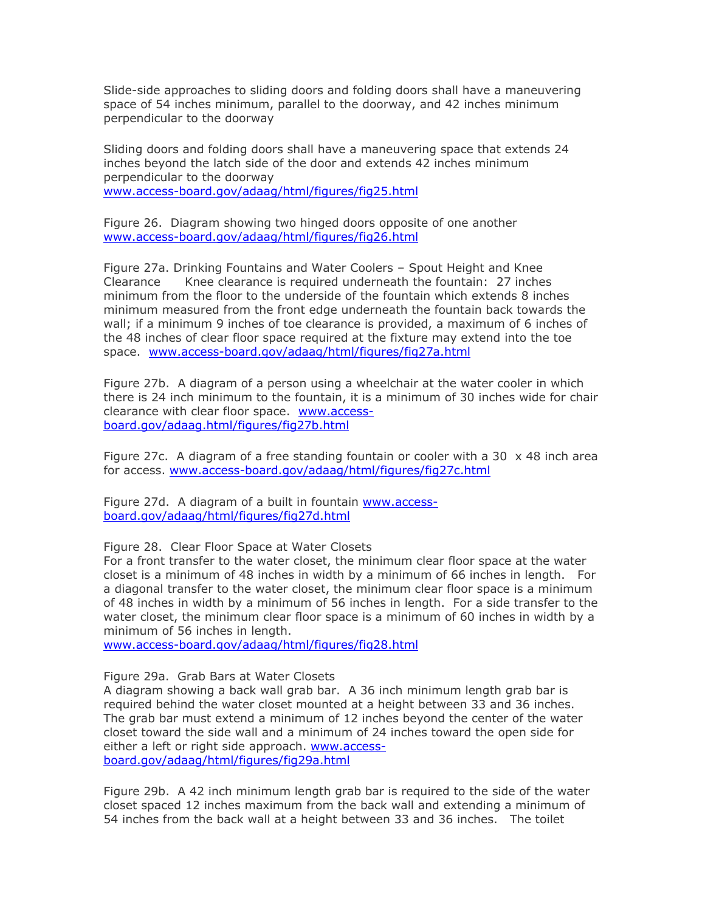Slide-side approaches to sliding doors and folding doors shall have a maneuvering space of 54 inches minimum, parallel to the doorway, and 42 inches minimum perpendicular to the doorway

Sliding doors and folding doors shall have a maneuvering space that extends 24 inches beyond the latch side of the door and extends 42 inches minimum perpendicular to the doorway
www.access-board.gov/adaag/html/figures/fig25.html

Figure 26. Diagram showing two hinged doors opposite of one another
www.access-board.gov/adaag/html/figures/fig26.html

Figure 27a. Drinking Fountains and Water Coolers – Spout Height and Knee Clearance Knee clearance is required underneath the fountain: 27 inches minimum from the floor to the underside of the fountain which extends 8 inches minimum measured from the front edge underneath the fountain back towards the wall; if a minimum 9 inches of toe clearance is provided, a maximum of 6 inches of the 48 inches of clear floor space required at the fixture may extend into the toe space. www.access-board.gov/adaag/html/figures/fig27a.html

Figure 27b. A diagram of a person using a wheelchair at the water cooler in which there is 24 inch minimum to the fountain, it is a minimum of 30 inches wide for chair clearance with clear floor space. www.access-board.gov/adaag.html/figures/fig27b.html

Figure 27c. A diagram of a free standing fountain or cooler with a 30 x 48 inch area for access. www.access-board.gov/adaag/html/figures/fig27c.html

Figure 27d. A diagram of a built in fountain www.access-board.gov/adaag/html/figures/fig27d.html

Figure 28. Clear Floor Space at Water Closets
For a front transfer to the water closet, the minimum clear floor space at the water closet is a minimum of 48 inches in width by a minimum of 66 inches in length. For a diagonal transfer to the water closet, the minimum clear floor space is a minimum of 48 inches in width by a minimum of 56 inches in length. For a side transfer to the water closet, the minimum clear floor space is a minimum of 60 inches in width by a minimum of 56 inches in length.
www.access-board.gov/adaag/html/figures/fig28.html

Figure 29a. Grab Bars at Water Closets
A diagram showing a back wall grab bar. A 36 inch minimum length grab bar is required behind the water closet mounted at a height between 33 and 36 inches. The grab bar must extend a minimum of 12 inches beyond the center of the water closet toward the side wall and a minimum of 24 inches toward the open side for either a left or right side approach. www.access-board.gov/adaag/html/figures/fig29a.html

Figure 29b. A 42 inch minimum length grab bar is required to the side of the water closet spaced 12 inches maximum from the back wall and extending a minimum of 54 inches from the back wall at a height between 33 and 36 inches. The toilet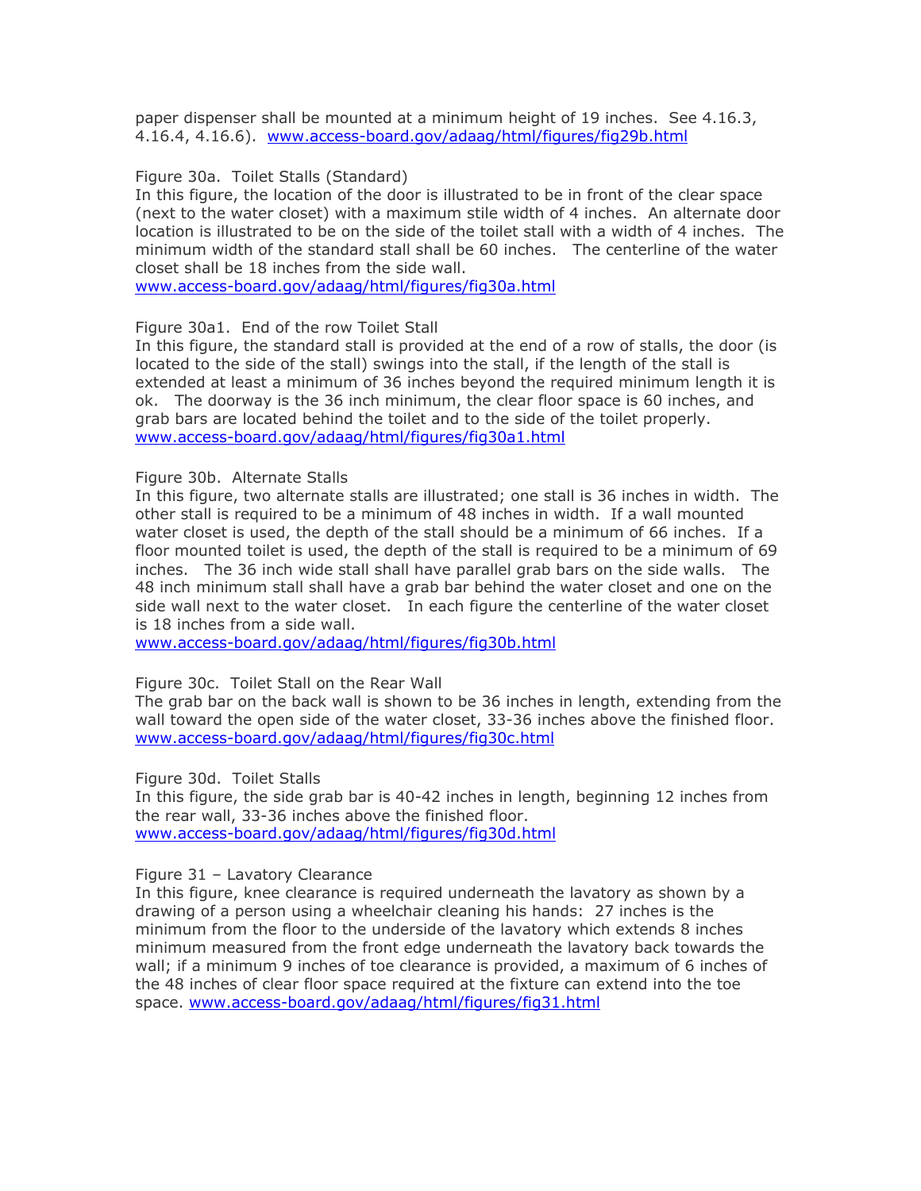paper dispenser shall be mounted at a minimum height of 19 inches. See 4.16.3, 4.16.4, 4.16.6). www.access-board.gov/adaag/html/figures/fig29b.html

Figure 30a. Toilet Stalls (Standard)
In this figure, the location of the door is illustrated to be in front of the clear space (next to the water closet) with a maximum stile width of 4 inches. An alternate door location is illustrated to be on the side of the toilet stall with a width of 4 inches. The minimum width of the standard stall shall be 60 inches. The centerline of the water closet shall be 18 inches from the side wall.
www.access-board.gov/adaag/html/figures/fig30a.html

Figure 30a1. End of the row Toilet Stall
In this figure, the standard stall is provided at the end of a row of stalls, the door (is located to the side of the stall) swings into the stall, if the length of the stall is extended at least a minimum of 36 inches beyond the required minimum length it is ok. The doorway is the 36 inch minimum, the clear floor space is 60 inches, and grab bars are located behind the toilet and to the side of the toilet properly.
www.access-board.gov/adaag/html/figures/fig30a1.html

Figure 30b. Alternate Stalls
In this figure, two alternate stalls are illustrated; one stall is 36 inches in width. The other stall is required to be a minimum of 48 inches in width. If a wall mounted water closet is used, the depth of the stall should be a minimum of 66 inches. If a floor mounted toilet is used, the depth of the stall is required to be a minimum of 69 inches. The 36 inch wide stall shall have parallel grab bars on the side walls. The 48 inch minimum stall shall have a grab bar behind the water closet and one on the side wall next to the water closet. In each figure the centerline of the water closet is 18 inches from a side wall.
www.access-board.gov/adaag/html/figures/fig30b.html

Figure 30c. Toilet Stall on the Rear Wall
The grab bar on the back wall is shown to be 36 inches in length, extending from the wall toward the open side of the water closet, 33-36 inches above the finished floor.
www.access-board.gov/adaag/html/figures/fig30c.html

Figure 30d. Toilet Stalls
In this figure, the side grab bar is 40-42 inches in length, beginning 12 inches from the rear wall, 33-36 inches above the finished floor.
www.access-board.gov/adaag/html/figures/fig30d.html

Figure 31 – Lavatory Clearance
In this figure, knee clearance is required underneath the lavatory as shown by a drawing of a person using a wheelchair cleaning his hands: 27 inches is the minimum from the floor to the underside of the lavatory which extends 8 inches minimum measured from the front edge underneath the lavatory back towards the wall; if a minimum 9 inches of toe clearance is provided, a maximum of 6 inches of the 48 inches of clear floor space required at the fixture can extend into the toe space. www.access-board.gov/adaag/html/figures/fig31.html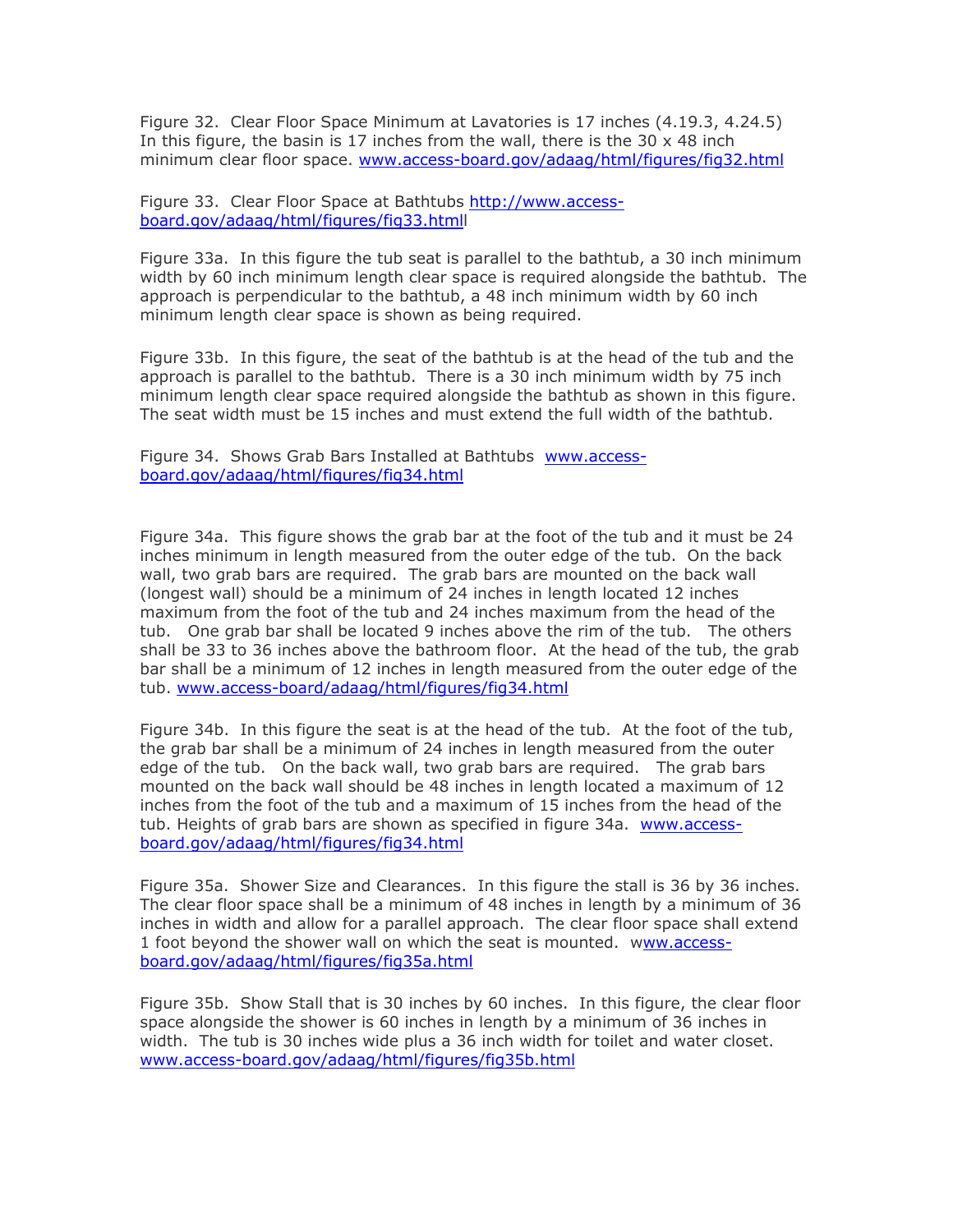Figure 32. Clear Floor Space Minimum at Lavatories is 17 inches (4.19.3, 4.24.5) In this figure, the basin is 17 inches from the wall, there is the 30 x 48 inch minimum clear floor space. www.access-board.gov/adaag/html/figures/fig32.html

Figure 33. Clear Floor Space at Bathtubs http://www.access-board.gov/adaag/html/figures/fig33.htmll

Figure 33a. In this figure the tub seat is parallel to the bathtub, a 30 inch minimum width by 60 inch minimum length clear space is required alongside the bathtub. The approach is perpendicular to the bathtub, a 48 inch minimum width by 60 inch minimum length clear space is shown as being required.

Figure 33b. In this figure, the seat of the bathtub is at the head of the tub and the approach is parallel to the bathtub. There is a 30 inch minimum width by 75 inch minimum length clear space required alongside the bathtub as shown in this figure. The seat width must be 15 inches and must extend the full width of the bathtub.

Figure 34. Shows Grab Bars Installed at Bathtubs www.access-board.gov/adaag/html/figures/fig34.html

Figure 34a. This figure shows the grab bar at the foot of the tub and it must be 24 inches minimum in length measured from the outer edge of the tub. On the back wall, two grab bars are required. The grab bars are mounted on the back wall (longest wall) should be a minimum of 24 inches in length located 12 inches maximum from the foot of the tub and 24 inches maximum from the head of the tub. One grab bar shall be located 9 inches above the rim of the tub. The others shall be 33 to 36 inches above the bathroom floor. At the head of the tub, the grab bar shall be a minimum of 12 inches in length measured from the outer edge of the tub. www.access-board/adaag/html/figures/fig34.html

Figure 34b. In this figure the seat is at the head of the tub. At the foot of the tub, the grab bar shall be a minimum of 24 inches in length measured from the outer edge of the tub. On the back wall, two grab bars are required. The grab bars mounted on the back wall should be 48 inches in length located a maximum of 12 inches from the foot of the tub and a maximum of 15 inches from the head of the tub. Heights of grab bars are shown as specified in figure 34a. www.access-board.gov/adaag/html/figures/fig34.html

Figure 35a. Shower Size and Clearances. In this figure the stall is 36 by 36 inches. The clear floor space shall be a minimum of 48 inches in length by a minimum of 36 inches in width and allow for a parallel approach. The clear floor space shall extend 1 foot beyond the shower wall on which the seat is mounted. www.access-board.gov/adaag/html/figures/fig35a.html

Figure 35b. Show Stall that is 30 inches by 60 inches. In this figure, the clear floor space alongside the shower is 60 inches in length by a minimum of 36 inches in width. The tub is 30 inches wide plus a 36 inch width for toilet and water closet. www.access-board.gov/adaag/html/figures/fig35b.html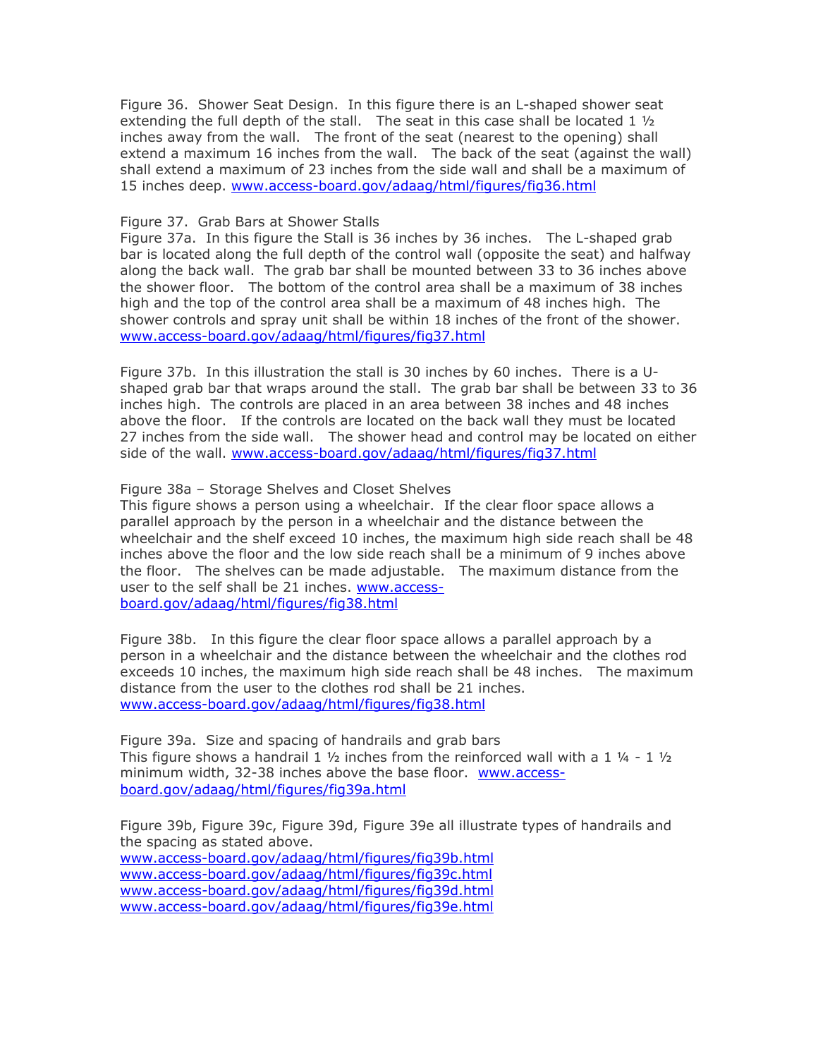Figure 36. Shower Seat Design. In this figure there is an L-shaped shower seat extending the full depth of the stall. The seat in this case shall be located 1 ½ inches away from the wall. The front of the seat (nearest to the opening) shall extend a maximum 16 inches from the wall. The back of the seat (against the wall) shall extend a maximum of 23 inches from the side wall and shall be a maximum of 15 inches deep. www.access-board.gov/adaag/html/figures/fig36.html

Figure 37. Grab Bars at Shower Stalls

Figure 37a. In this figure the Stall is 36 inches by 36 inches. The L-shaped grab bar is located along the full depth of the control wall (opposite the seat) and halfway along the back wall. The grab bar shall be mounted between 33 to 36 inches above the shower floor. The bottom of the control area shall be a maximum of 38 inches high and the top of the control area shall be a maximum of 48 inches high. The shower controls and spray unit shall be within 18 inches of the front of the shower. www.access-board.gov/adaag/html/figures/fig37.html

Figure 37b. In this illustration the stall is 30 inches by 60 inches. There is a U-shaped grab bar that wraps around the stall. The grab bar shall be between 33 to 36 inches high. The controls are placed in an area between 38 inches and 48 inches above the floor. If the controls are located on the back wall they must be located 27 inches from the side wall. The shower head and control may be located on either side of the wall. www.access-board.gov/adaag/html/figures/fig37.html

Figure 38a – Storage Shelves and Closet Shelves

This figure shows a person using a wheelchair. If the clear floor space allows a parallel approach by the person in a wheelchair and the distance between the wheelchair and the shelf exceed 10 inches, the maximum high side reach shall be 48 inches above the floor and the low side reach shall be a minimum of 9 inches above the floor. The shelves can be made adjustable. The maximum distance from the user to the self shall be 21 inches. www.access-board.gov/adaag/html/figures/fig38.html

Figure 38b. In this figure the clear floor space allows a parallel approach by a person in a wheelchair and the distance between the wheelchair and the clothes rod exceeds 10 inches, the maximum high side reach shall be 48 inches. The maximum distance from the user to the clothes rod shall be 21 inches. www.access-board.gov/adaag/html/figures/fig38.html

Figure 39a. Size and spacing of handrails and grab bars

This figure shows a handrail 1 ½ inches from the reinforced wall with a 1 ¼ - 1 ½ minimum width, 32-38 inches above the base floor. www.access-board.gov/adaag/html/figures/fig39a.html

Figure 39b, Figure 39c, Figure 39d, Figure 39e all illustrate types of handrails and the spacing as stated above.

www.access-board.gov/adaag/html/figures/fig39b.html
www.access-board.gov/adaag/html/figures/fig39c.html
www.access-board.gov/adaag/html/figures/fig39d.html
www.access-board.gov/adaag/html/figures/fig39e.html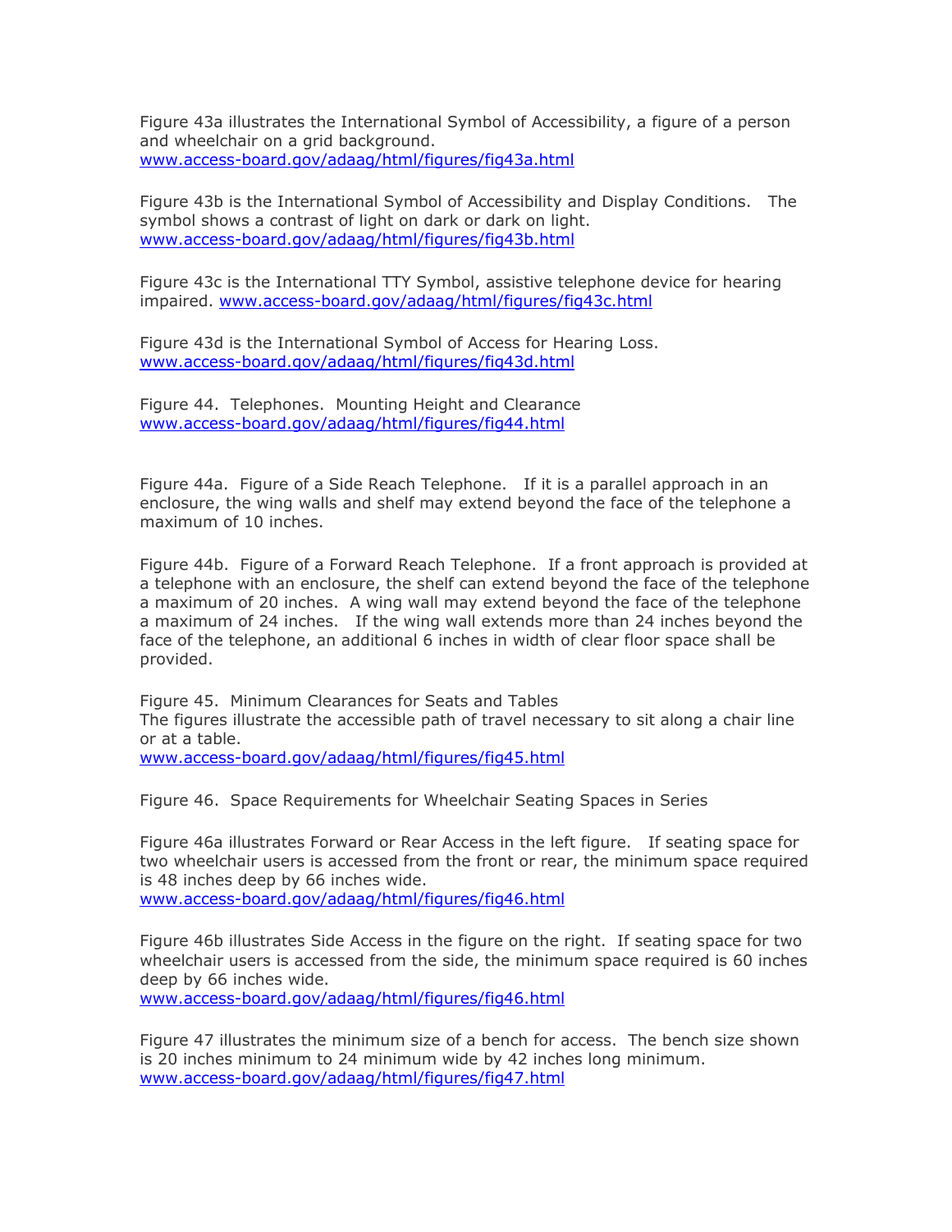Figure 43a illustrates the International Symbol of Accessibility, a figure of a person and wheelchair on a grid background.
www.access-board.gov/adaag/html/figures/fig43a.html

Figure 43b is the International Symbol of Accessibility and Display Conditions. The symbol shows a contrast of light on dark or dark on light.
www.access-board.gov/adaag/html/figures/fig43b.html

Figure 43c is the International TTY Symbol, assistive telephone device for hearing impaired. www.access-board.gov/adaag/html/figures/fig43c.html

Figure 43d is the International Symbol of Access for Hearing Loss.
www.access-board.gov/adaag/html/figures/fig43d.html

Figure 44. Telephones. Mounting Height and Clearance
www.access-board.gov/adaag/html/figures/fig44.html

Figure 44a. Figure of a Side Reach Telephone. If it is a parallel approach in an enclosure, the wing walls and shelf may extend beyond the face of the telephone a maximum of 10 inches.

Figure 44b. Figure of a Forward Reach Telephone. If a front approach is provided at a telephone with an enclosure, the shelf can extend beyond the face of the telephone a maximum of 20 inches. A wing wall may extend beyond the face of the telephone a maximum of 24 inches. If the wing wall extends more than 24 inches beyond the face of the telephone, an additional 6 inches in width of clear floor space shall be provided.

Figure 45. Minimum Clearances for Seats and Tables
The figures illustrate the accessible path of travel necessary to sit along a chair line or at a table.
www.access-board.gov/adaag/html/figures/fig45.html

Figure 46. Space Requirements for Wheelchair Seating Spaces in Series

Figure 46a illustrates Forward or Rear Access in the left figure. If seating space for two wheelchair users is accessed from the front or rear, the minimum space required is 48 inches deep by 66 inches wide.
www.access-board.gov/adaag/html/figures/fig46.html

Figure 46b illustrates Side Access in the figure on the right. If seating space for two wheelchair users is accessed from the side, the minimum space required is 60 inches deep by 66 inches wide.
www.access-board.gov/adaag/html/figures/fig46.html

Figure 47 illustrates the minimum size of a bench for access. The bench size shown is 20 inches minimum to 24 minimum wide by 42 inches long minimum.
www.access-board.gov/adaag/html/figures/fig47.html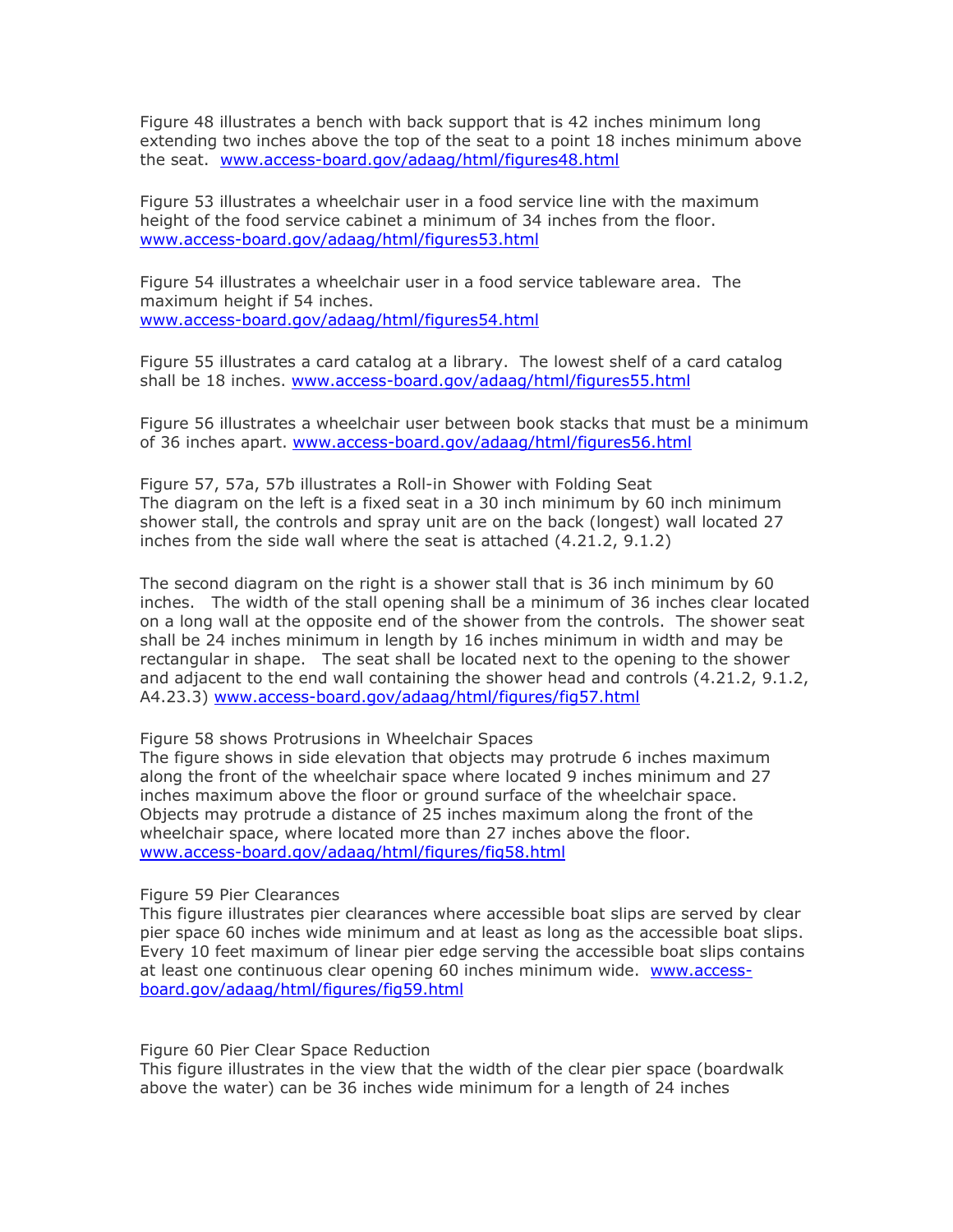Figure 48 illustrates a bench with back support that is 42 inches minimum long extending two inches above the top of the seat to a point 18 inches minimum above the seat. www.access-board.gov/adaag/html/figures48.html

Figure 53 illustrates a wheelchair user in a food service line with the maximum height of the food service cabinet a minimum of 34 inches from the floor. www.access-board.gov/adaag/html/figures53.html

Figure 54 illustrates a wheelchair user in a food service tableware area. The maximum height if 54 inches. www.access-board.gov/adaag/html/figures54.html

Figure 55 illustrates a card catalog at a library. The lowest shelf of a card catalog shall be 18 inches. www.access-board.gov/adaag/html/figures55.html

Figure 56 illustrates a wheelchair user between book stacks that must be a minimum of 36 inches apart. www.access-board.gov/adaag/html/figures56.html

Figure 57, 57a, 57b illustrates a Roll-in Shower with Folding Seat
The diagram on the left is a fixed seat in a 30 inch minimum by 60 inch minimum shower stall, the controls and spray unit are on the back (longest) wall located 27 inches from the side wall where the seat is attached (4.21.2, 9.1.2)

The second diagram on the right is a shower stall that is 36 inch minimum by 60 inches. The width of the stall opening shall be a minimum of 36 inches clear located on a long wall at the opposite end of the shower from the controls. The shower seat shall be 24 inches minimum in length by 16 inches minimum in width and may be rectangular in shape. The seat shall be located next to the opening to the shower and adjacent to the end wall containing the shower head and controls (4.21.2, 9.1.2, A4.23.3) www.access-board.gov/adaag/html/figures/fig57.html

Figure 58 shows Protrusions in Wheelchair Spaces
The figure shows in side elevation that objects may protrude 6 inches maximum along the front of the wheelchair space where located 9 inches minimum and 27 inches maximum above the floor or ground surface of the wheelchair space. Objects may protrude a distance of 25 inches maximum along the front of the wheelchair space, where located more than 27 inches above the floor. www.access-board.gov/adaag/html/figures/fig58.html

Figure 59 Pier Clearances
This figure illustrates pier clearances where accessible boat slips are served by clear pier space 60 inches wide minimum and at least as long as the accessible boat slips. Every 10 feet maximum of linear pier edge serving the accessible boat slips contains at least one continuous clear opening 60 inches minimum wide. www.access-board.gov/adaag/html/figures/fig59.html

Figure 60 Pier Clear Space Reduction
This figure illustrates in the view that the width of the clear pier space (boardwalk above the water) can be 36 inches wide minimum for a length of 24 inches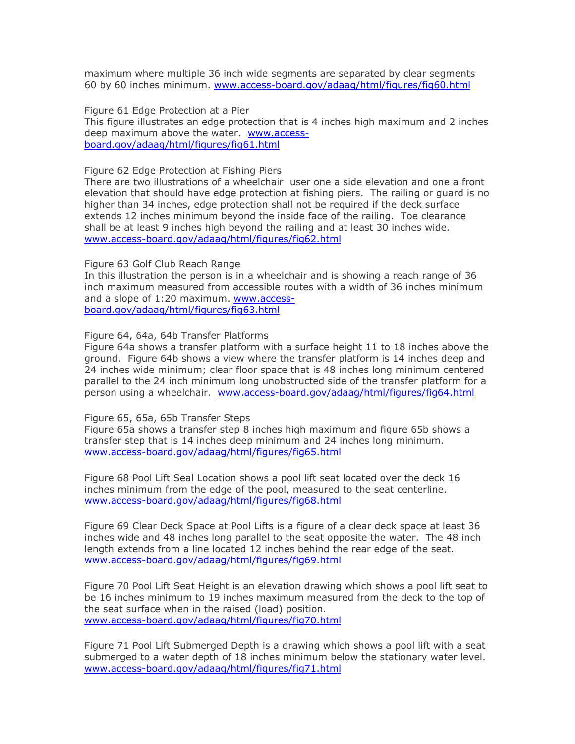maximum where multiple 36 inch wide segments are separated by clear segments 60 by 60 inches minimum. www.access-board.gov/adaag/html/figures/fig60.html

Figure 61 Edge Protection at a Pier
This figure illustrates an edge protection that is 4 inches high maximum and 2 inches deep maximum above the water. www.access-board.gov/adaag/html/figures/fig61.html

Figure 62 Edge Protection at Fishing Piers
There are two illustrations of a wheelchair user one a side elevation and one a front elevation that should have edge protection at fishing piers. The railing or guard is no higher than 34 inches, edge protection shall not be required if the deck surface extends 12 inches minimum beyond the inside face of the railing. Toe clearance shall be at least 9 inches high beyond the railing and at least 30 inches wide. www.access-board.gov/adaag/html/figures/fig62.html

Figure 63 Golf Club Reach Range
In this illustration the person is in a wheelchair and is showing a reach range of 36 inch maximum measured from accessible routes with a width of 36 inches minimum and a slope of 1:20 maximum. www.access-board.gov/adaag/html/figures/fig63.html

Figure 64, 64a, 64b Transfer Platforms
Figure 64a shows a transfer platform with a surface height 11 to 18 inches above the ground. Figure 64b shows a view where the transfer platform is 14 inches deep and 24 inches wide minimum; clear floor space that is 48 inches long minimum centered parallel to the 24 inch minimum long unobstructed side of the transfer platform for a person using a wheelchair. www.access-board.gov/adaag/html/figures/fig64.html

Figure 65, 65a, 65b Transfer Steps
Figure 65a shows a transfer step 8 inches high maximum and figure 65b shows a transfer step that is 14 inches deep minimum and 24 inches long minimum. www.access-board.gov/adaag/html/figures/fig65.html

Figure 68 Pool Lift Seal Location shows a pool lift seat located over the deck 16 inches minimum from the edge of the pool, measured to the seat centerline. www.access-board.gov/adaag/html/figures/fig68.html

Figure 69 Clear Deck Space at Pool Lifts is a figure of a clear deck space at least 36 inches wide and 48 inches long parallel to the seat opposite the water. The 48 inch length extends from a line located 12 inches behind the rear edge of the seat. www.access-board.gov/adaag/html/figures/fig69.html

Figure 70 Pool Lift Seat Height is an elevation drawing which shows a pool lift seat to be 16 inches minimum to 19 inches maximum measured from the deck to the top of the seat surface when in the raised (load) position. www.access-board.gov/adaag/html/figures/fig70.html

Figure 71 Pool Lift Submerged Depth is a drawing which shows a pool lift with a seat submerged to a water depth of 18 inches minimum below the stationary water level. www.access-board.gov/adaag/html/figures/fig71.html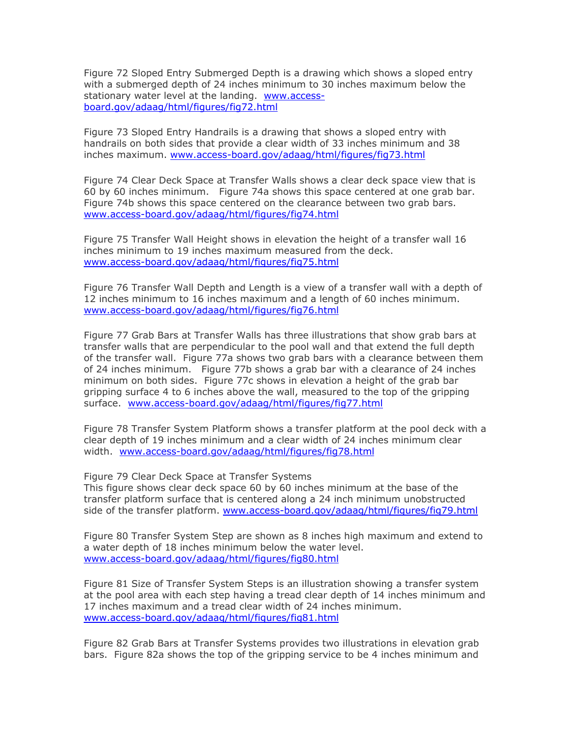Figure 72 Sloped Entry Submerged Depth is a drawing which shows a sloped entry with a submerged depth of 24 inches minimum to 30 inches maximum below the stationary water level at the landing. www.access-board.gov/adaag/html/figures/fig72.html

Figure 73 Sloped Entry Handrails is a drawing that shows a sloped entry with handrails on both sides that provide a clear width of 33 inches minimum and 38 inches maximum. www.access-board.gov/adaag/html/figures/fig73.html

Figure 74 Clear Deck Space at Transfer Walls shows a clear deck space view that is 60 by 60 inches minimum. Figure 74a shows this space centered at one grab bar. Figure 74b shows this space centered on the clearance between two grab bars. www.access-board.gov/adaag/html/figures/fig74.html

Figure 75 Transfer Wall Height shows in elevation the height of a transfer wall 16 inches minimum to 19 inches maximum measured from the deck. www.access-board.gov/adaag/html/figures/fig75.html

Figure 76 Transfer Wall Depth and Length is a view of a transfer wall with a depth of 12 inches minimum to 16 inches maximum and a length of 60 inches minimum. www.access-board.gov/adaag/html/figures/fig76.html

Figure 77 Grab Bars at Transfer Walls has three illustrations that show grab bars at transfer walls that are perpendicular to the pool wall and that extend the full depth of the transfer wall. Figure 77a shows two grab bars with a clearance between them of 24 inches minimum. Figure 77b shows a grab bar with a clearance of 24 inches minimum on both sides. Figure 77c shows in elevation a height of the grab bar gripping surface 4 to 6 inches above the wall, measured to the top of the gripping surface. www.access-board.gov/adaag/html/figures/fig77.html

Figure 78 Transfer System Platform shows a transfer platform at the pool deck with a clear depth of 19 inches minimum and a clear width of 24 inches minimum clear width. www.access-board.gov/adaag/html/figures/fig78.html

Figure 79 Clear Deck Space at Transfer Systems
This figure shows clear deck space 60 by 60 inches minimum at the base of the transfer platform surface that is centered along a 24 inch minimum unobstructed side of the transfer platform. www.access-board.gov/adaag/html/figures/fig79.html

Figure 80 Transfer System Step are shown as 8 inches high maximum and extend to a water depth of 18 inches minimum below the water level. www.access-board.gov/adaag/html/figures/fig80.html

Figure 81 Size of Transfer System Steps is an illustration showing a transfer system at the pool area with each step having a tread clear depth of 14 inches minimum and 17 inches maximum and a tread clear width of 24 inches minimum. www.access-board.gov/adaag/html/figures/fig81.html

Figure 82 Grab Bars at Transfer Systems provides two illustrations in elevation grab bars. Figure 82a shows the top of the gripping service to be 4 inches minimum and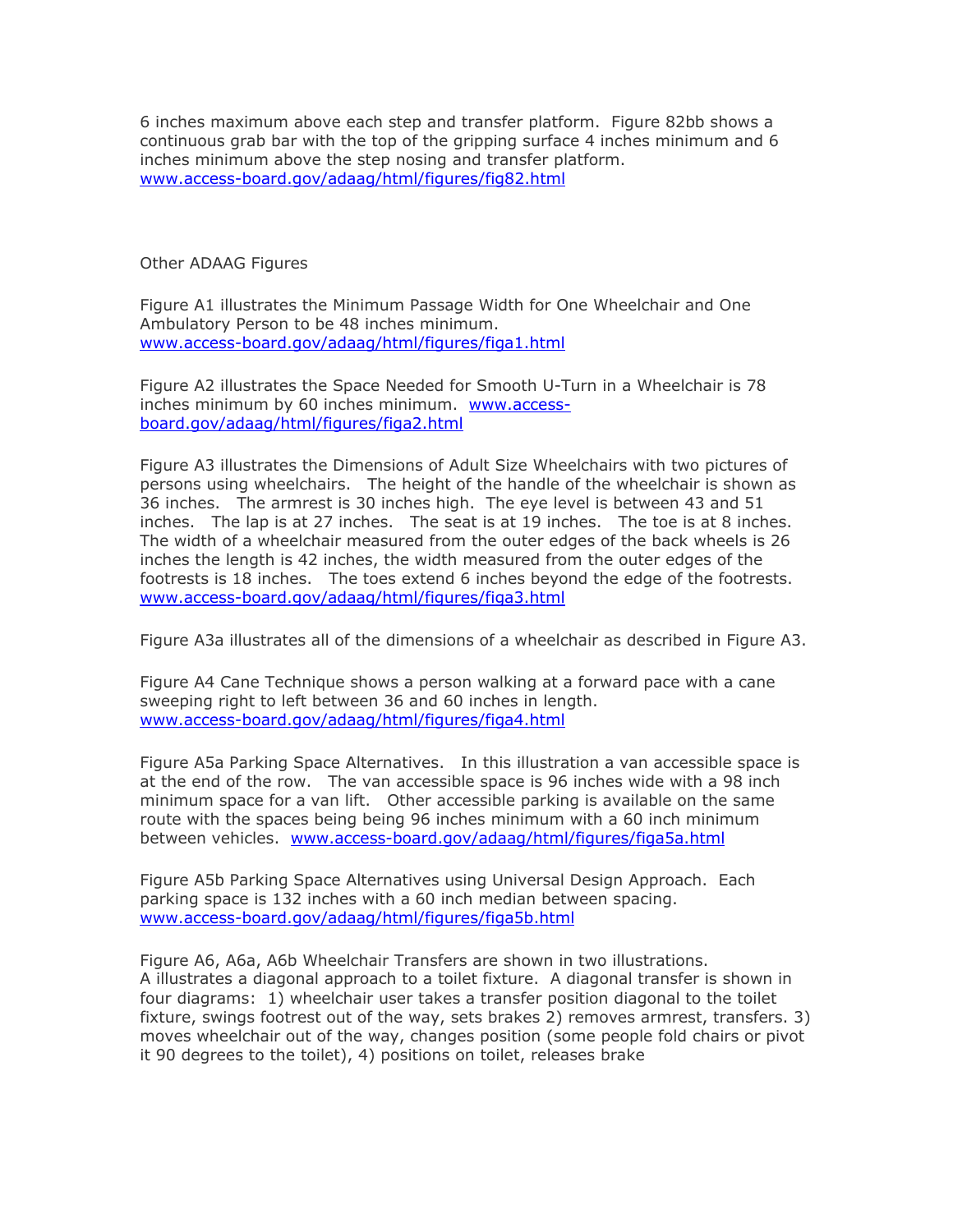6 inches maximum above each step and transfer platform. Figure 82bb shows a continuous grab bar with the top of the gripping surface 4 inches minimum and 6 inches minimum above the step nosing and transfer platform. www.access-board.gov/adaag/html/figures/fig82.html

Other ADAAG Figures

Figure A1 illustrates the Minimum Passage Width for One Wheelchair and One Ambulatory Person to be 48 inches minimum. www.access-board.gov/adaag/html/figures/figa1.html

Figure A2 illustrates the Space Needed for Smooth U-Turn in a Wheelchair is 78 inches minimum by 60 inches minimum. www.access-board.gov/adaag/html/figures/figa2.html

Figure A3 illustrates the Dimensions of Adult Size Wheelchairs with two pictures of persons using wheelchairs. The height of the handle of the wheelchair is shown as 36 inches. The armrest is 30 inches high. The eye level is between 43 and 51 inches. The lap is at 27 inches. The seat is at 19 inches. The toe is at 8 inches. The width of a wheelchair measured from the outer edges of the back wheels is 26 inches the length is 42 inches, the width measured from the outer edges of the footrests is 18 inches. The toes extend 6 inches beyond the edge of the footrests. www.access-board.gov/adaag/html/figures/figa3.html

Figure A3a illustrates all of the dimensions of a wheelchair as described in Figure A3.

Figure A4 Cane Technique shows a person walking at a forward pace with a cane sweeping right to left between 36 and 60 inches in length. www.access-board.gov/adaag/html/figures/figa4.html

Figure A5a Parking Space Alternatives. In this illustration a van accessible space is at the end of the row. The van accessible space is 96 inches wide with a 98 inch minimum space for a van lift. Other accessible parking is available on the same route with the spaces being being 96 inches minimum with a 60 inch minimum between vehicles. www.access-board.gov/adaag/html/figures/figa5a.html

Figure A5b Parking Space Alternatives using Universal Design Approach. Each parking space is 132 inches with a 60 inch median between spacing. www.access-board.gov/adaag/html/figures/figa5b.html

Figure A6, A6a, A6b Wheelchair Transfers are shown in two illustrations.
A illustrates a diagonal approach to a toilet fixture. A diagonal transfer is shown in four diagrams: 1) wheelchair user takes a transfer position diagonal to the toilet fixture, swings footrest out of the way, sets brakes 2) removes armrest, transfers. 3) moves wheelchair out of the way, changes position (some people fold chairs or pivot it 90 degrees to the toilet), 4) positions on toilet, releases brake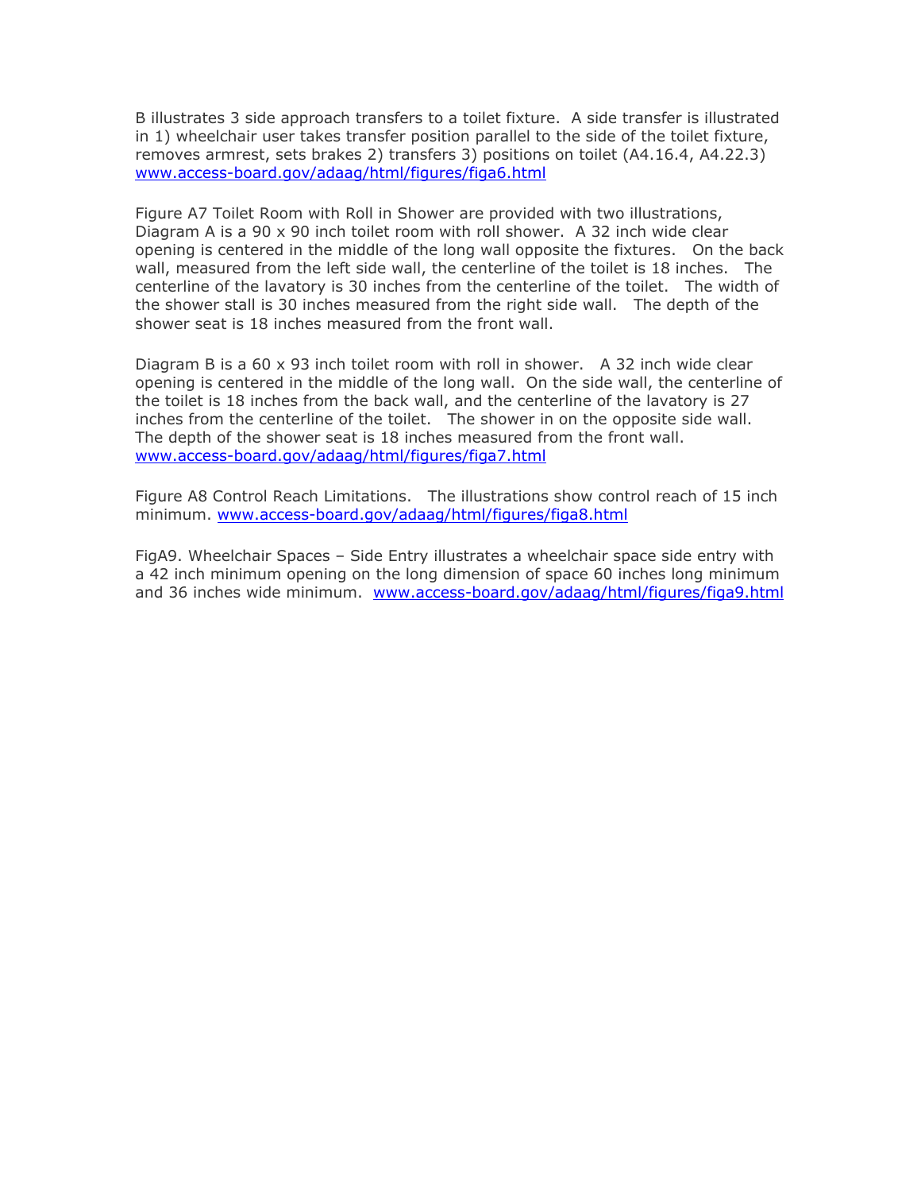B illustrates 3 side approach transfers to a toilet fixture. A side transfer is illustrated in 1) wheelchair user takes transfer position parallel to the side of the toilet fixture, removes armrest, sets brakes 2) transfers 3) positions on toilet (A4.16.4, A4.22.3) www.access-board.gov/adaag/html/figures/figa6.html

Figure A7 Toilet Room with Roll in Shower are provided with two illustrations, Diagram A is a 90 x 90 inch toilet room with roll shower. A 32 inch wide clear opening is centered in the middle of the long wall opposite the fixtures. On the back wall, measured from the left side wall, the centerline of the toilet is 18 inches. The centerline of the lavatory is 30 inches from the centerline of the toilet. The width of the shower stall is 30 inches measured from the right side wall. The depth of the shower seat is 18 inches measured from the front wall.

Diagram B is a 60 x 93 inch toilet room with roll in shower. A 32 inch wide clear opening is centered in the middle of the long wall. On the side wall, the centerline of the toilet is 18 inches from the back wall, and the centerline of the lavatory is 27 inches from the centerline of the toilet. The shower in on the opposite side wall. The depth of the shower seat is 18 inches measured from the front wall. www.access-board.gov/adaag/html/figures/figa7.html

Figure A8 Control Reach Limitations. The illustrations show control reach of 15 inch minimum. www.access-board.gov/adaag/html/figures/figa8.html

FigA9. Wheelchair Spaces – Side Entry illustrates a wheelchair space side entry with a 42 inch minimum opening on the long dimension of space 60 inches long minimum and 36 inches wide minimum. www.access-board.gov/adaag/html/figures/figa9.html